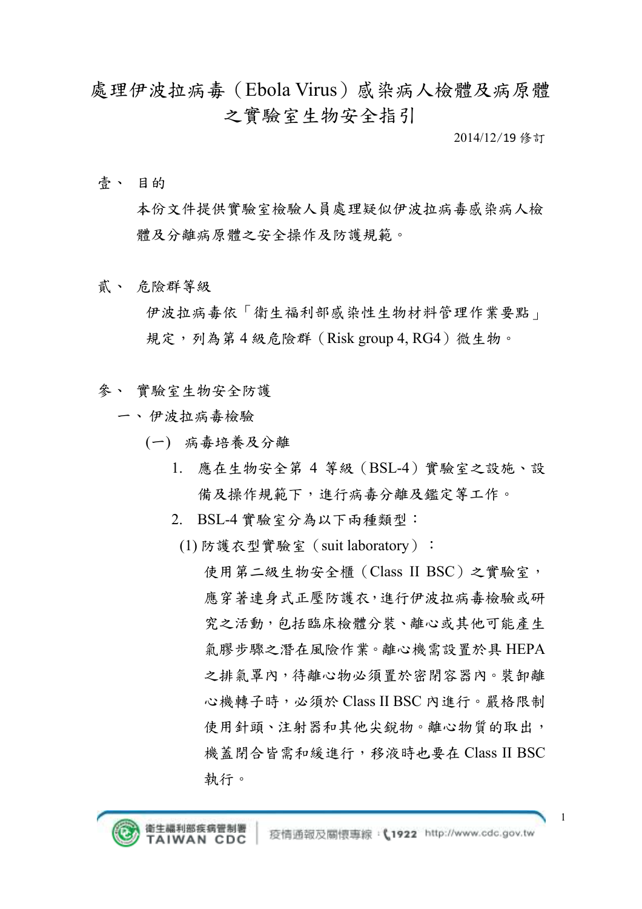# 處理伊波拉病毒（Ebola Virus）感染病人檢體及病原體之實驗室生物安全指引

2014/12/19 修訂

## 壹、 目的

本份文件提供實驗室檢驗人員處理疑似伊波拉病毒感染病人檢體及分離病原體之安全操作及防護規範。

## 貳、 危險群等級

伊波拉病毒依「衛生福利部感染性生物材料管理作業要點」規定，列為第 4 級危險群（Risk group 4, RG4）微生物。

## 參、 實驗室生物安全防護

### 一、伊波拉病毒檢驗

#### (一) 病毒培養及分離

1. 應在生物安全第 4 等級（BSL-4）實驗室之設施、設備及操作規範下，進行病毒分離及鑑定等工作。
2. BSL-4 實驗室分為以下兩種類型：

(1) 防護衣型實驗室（suit laboratory）：

使用第二級生物安全櫃（Class II BSC）之實驗室，應穿著連身式正壓防護衣，進行伊波拉病毒檢驗或研究之活動，包括臨床檢體分裝、離心或其他可能產生氣膠步驟之潛在風險作業。離心機需設置於具 HEPA 之排氣罩內，待離心物必須置於密閉容器內。裝卸離心機轉子時，必須於 Class II BSC 內進行。嚴格限制使用針頭、注射器和其他尖銳物。離心物質的取出，機蓋閉合皆需和緩進行，移液時也要在 Class II BSC 執行。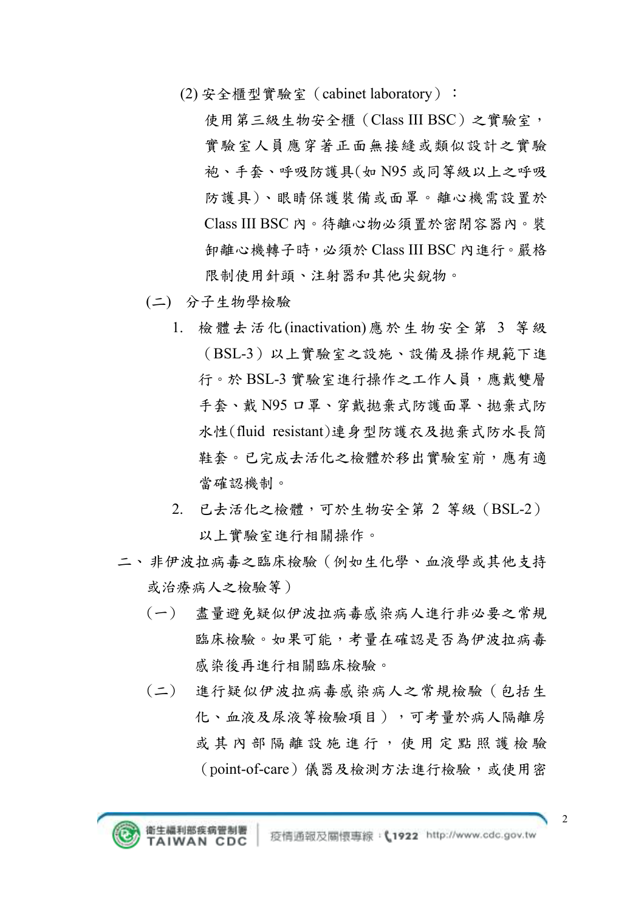(2) 安全櫃型實驗室（cabinet laboratory）：

使用第三級生物安全櫃（Class III BSC）之實驗室，實驗室人員應穿著正面無接縫或類似設計之實驗袍、手套、呼吸防護具(如 N95 或同等級以上之呼吸防護具)、眼睛保護裝備或面罩。離心機需設置於 Class III BSC 內。待離心物必須置於密閉容器內。裝卸離心機轉子時，必須於 Class III BSC 內進行。嚴格限制使用針頭、注射器和其他尖銳物。

(二) 分子生物學檢驗

1. 檢體去活化(inactivation)應於生物安全第 3 等級（BSL-3）以上實驗室之設施、設備及操作規範下進行。於 BSL-3 實驗室進行操作之工作人員，應戴雙層手套、戴 N95 口罩、穿戴拋棄式防護面罩、拋棄式防水性(fluid resistant)連身型防護衣及拋棄式防水長筒鞋套。已完成去活化之檢體於移出實驗室前，應有適當確認機制。
2. 已去活化之檢體，可於生物安全第 2 等級（BSL-2）以上實驗室進行相關操作。

二、非伊波拉病毒之臨床檢驗（例如生化學、血液學或其他支持或治療病人之檢驗等）

（一） 盡量避免疑似伊波拉病毒感染病人進行非必要之常規臨床檢驗。如果可能，考量在確認是否為伊波拉病毒感染後再進行相關臨床檢驗。

（二） 進行疑似伊波拉病毒感染病人之常規檢驗（包括生化、血液及尿液等檢驗項目），可考量於病人隔離房或其內部隔離設施進行，使用定點照護檢驗（point-of-care）儀器及檢測方法進行檢驗，或使用密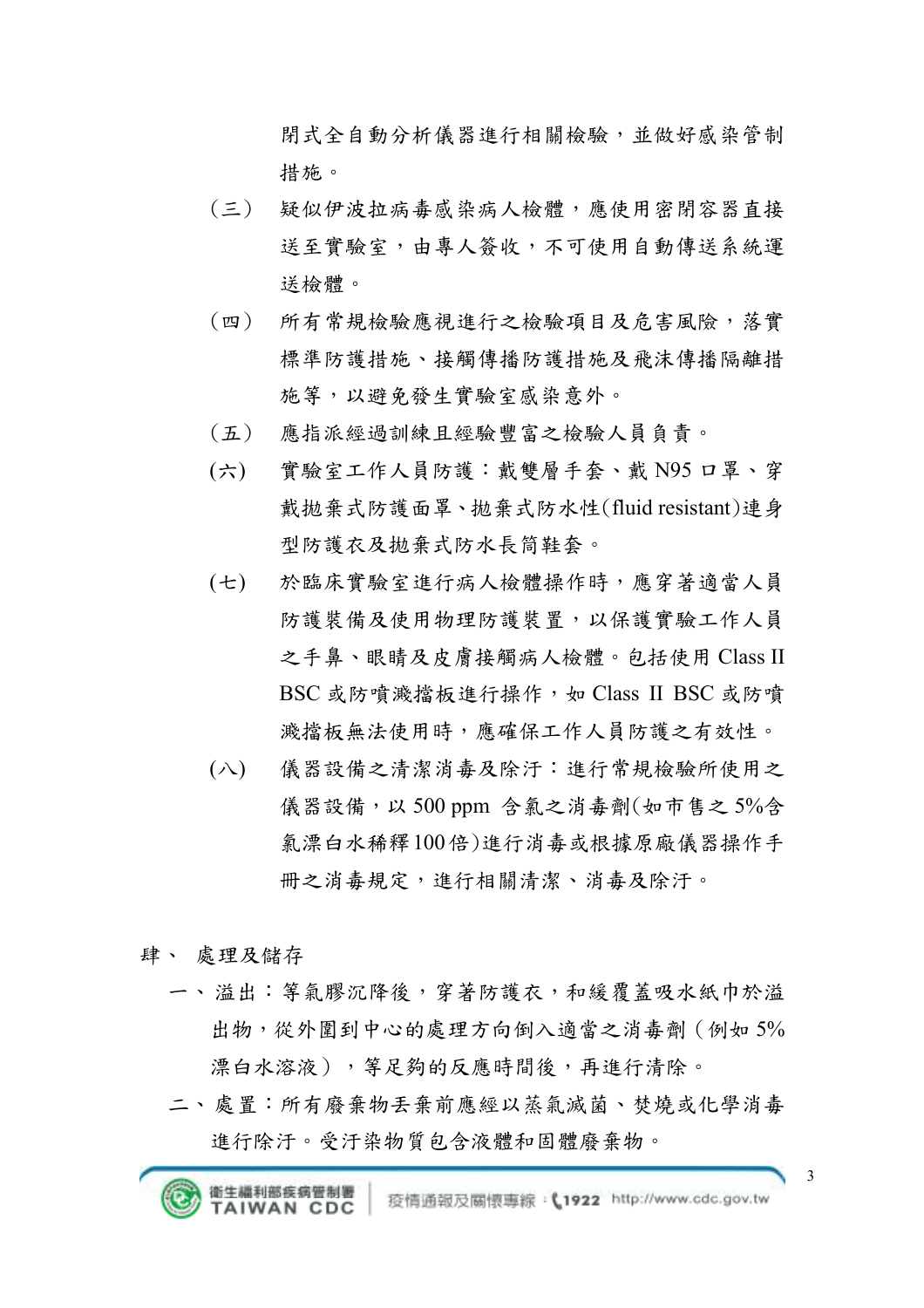閉式全自動分析儀器進行相關檢驗，並做好感染管制措施。

（三） 疑似伊波拉病毒感染病人檢體，應使用密閉容器直接送至實驗室，由專人簽收，不可使用自動傳送系統運送檢體。

（四） 所有常規檢驗應視進行之檢驗項目及危害風險，落實標準防護措施、接觸傳播防護措施及飛沫傳播隔離措施等，以避免發生實驗室感染意外。

（五） 應指派經過訓練且經驗豐富之檢驗人員負責。

(六) 實驗室工作人員防護：戴雙層手套、戴 N95 口罩、穿戴拋棄式防護面罩、拋棄式防水性(fluid resistant)連身型防護衣及拋棄式防水長筒鞋套。

(七) 於臨床實驗室進行病人檢體操作時，應穿著適當人員防護裝備及使用物理防護裝置，以保護實驗工作人員之手鼻、眼睛及皮膚接觸病人檢體。包括使用 Class II BSC 或防噴濺擋板進行操作，如 Class II BSC 或防噴濺擋板無法使用時，應確保工作人員防護之有效性。

(八) 儀器設備之清潔消毒及除汙：進行常規檢驗所使用之儀器設備，以 500 ppm 含氯之消毒劑(如市售之 5%含氯漂白水稀釋 100 倍)進行消毒或根據原廠儀器操作手冊之消毒規定，進行相關清潔、消毒及除汙。

## 肆、 處理及儲存

一、溢出：等氣膠沉降後，穿著防護衣，和緩覆蓋吸水紙巾於溢出物，從外圍到中心的處理方向倒入適當之消毒劑（例如 5%漂白水溶液），等足夠的反應時間後，再進行清除。

二、處置：所有廢棄物丟棄前應經以蒸氣滅菌、焚燒或化學消毒進行除汙。受汙染物質包含液體和固體廢棄物。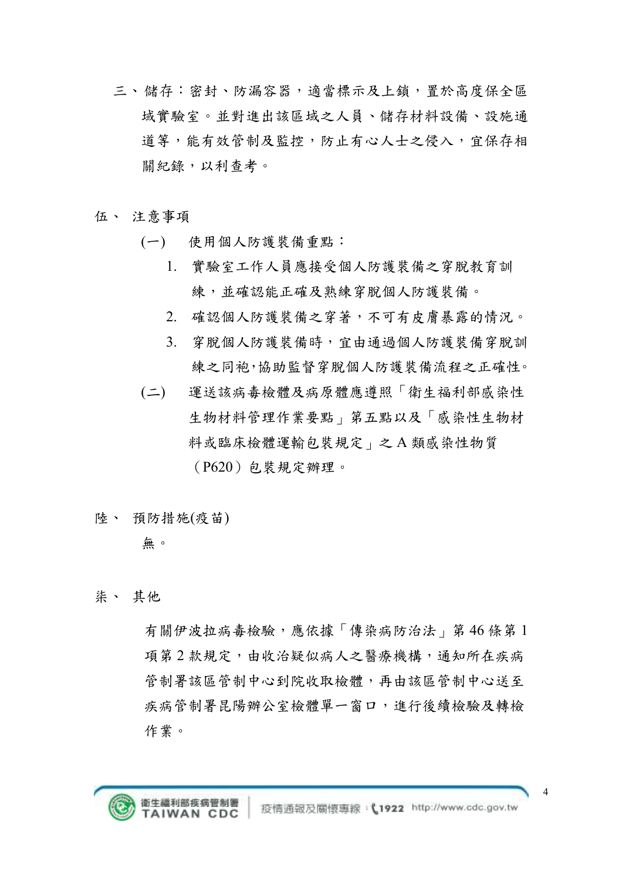三、儲存：密封、防漏容器，適當標示及上鎖，置於高度保全區域實驗室。並對進出該區域之人員、儲存材料設備、設施通道等，能有效管制及監控，防止有心人士之侵入，宜保存相關紀錄，以利查考。

## 伍、注意事項

(一) 使用個人防護裝備重點：

1. 實驗室工作人員應接受個人防護裝備之穿脫教育訓練，並確認能正確及熟練穿脫個人防護裝備。
2. 確認個人防護裝備之穿著，不可有皮膚暴露的情況。
3. 穿脫個人防護裝備時，宜由通過個人防護裝備穿脫訓練之同袍，協助監督穿脫個人防護裝備流程之正確性。

(二) 運送該病毒檢體及病原體應遵照「衛生福利部感染性生物材料管理作業要點」第五點以及「感染性生物材料或臨床檢體運輸包裝規定」之 A 類感染性物質（P620）包裝規定辦理。

## 陸、預防措施(疫苗)

無。

## 柒、其他

有關伊波拉病毒檢驗，應依據「傳染病防治法」第 46 條第 1 項第 2 款規定，由收治疑似病人之醫療機構，通知所在疾病管制署該區管制中心到院收取檢體，再由該區管制中心送至疾病管制署昆陽辦公室檢體單一窗口，進行後續檢驗及轉檢作業。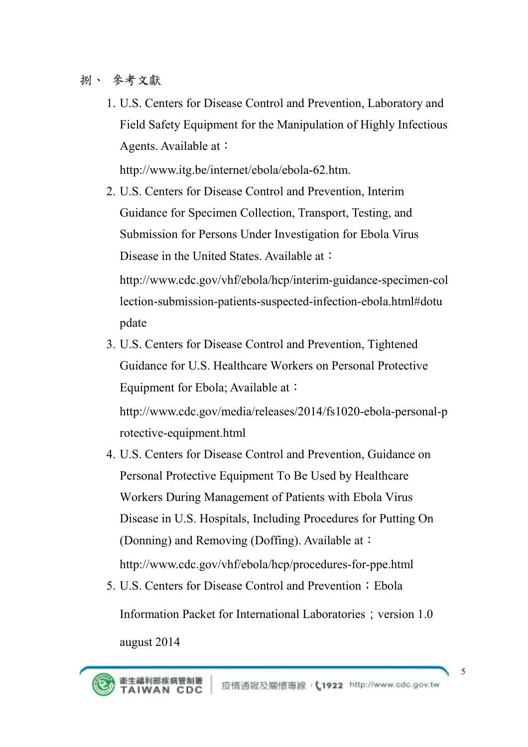## 捌、 參考文獻

1. U.S. Centers for Disease Control and Prevention, Laboratory and Field Safety Equipment for the Manipulation of Highly Infectious Agents. Available at：

   http://www.itg.be/internet/ebola/ebola-62.htm.

2. U.S. Centers for Disease Control and Prevention, Interim Guidance for Specimen Collection, Transport, Testing, and Submission for Persons Under Investigation for Ebola Virus Disease in the United States. Available at：

   http://www.cdc.gov/vhf/ebola/hcp/interim-guidance-specimen-collection-submission-patients-suspected-infection-ebola.html#dotupdate

3. U.S. Centers for Disease Control and Prevention, Tightened Guidance for U.S. Healthcare Workers on Personal Protective Equipment for Ebola; Available at：

   http://www.cdc.gov/media/releases/2014/fs1020-ebola-personal-protective-equipment.html

4. U.S. Centers for Disease Control and Prevention, Guidance on Personal Protective Equipment To Be Used by Healthcare Workers During Management of Patients with Ebola Virus Disease in U.S. Hospitals, Including Procedures for Putting On (Donning) and Removing (Doffing). Available at：

   http://www.cdc.gov/vhf/ebola/hcp/procedures-for-ppe.html

5. U.S. Centers for Disease Control and Prevention；Ebola Information Packet for International Laboratories；version 1.0 august 2014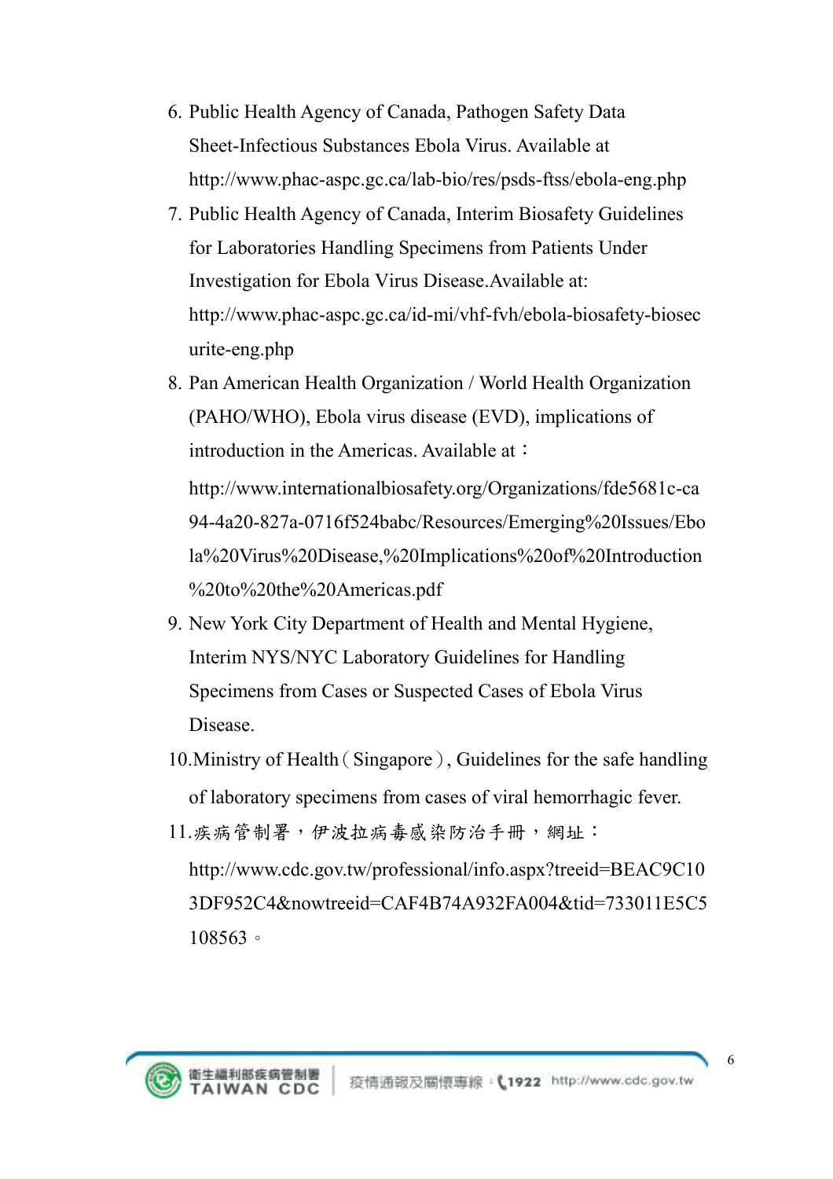6. Public Health Agency of Canada, Pathogen Safety Data Sheet-Infectious Substances Ebola Virus. Available at http://www.phac-aspc.gc.ca/lab-bio/res/psds-ftss/ebola-eng.php
7. Public Health Agency of Canada, Interim Biosafety Guidelines for Laboratories Handling Specimens from Patients Under Investigation for Ebola Virus Disease.Available at: http://www.phac-aspc.gc.ca/id-mi/vhf-fvh/ebola-biosafety-biosecurite-eng.php
8. Pan American Health Organization / World Health Organization (PAHO/WHO), Ebola virus disease (EVD), implications of introduction in the Americas. Available at：http://www.internationalbiosafety.org/Organizations/fde5681c-ca94-4a20-827a-0716f524babc/Resources/Emerging%20Issues/Ebola%20Virus%20Disease,%20Implications%20of%20Introduction%20to%20the%20Americas.pdf
9. New York City Department of Health and Mental Hygiene, Interim NYS/NYC Laboratory Guidelines for Handling Specimens from Cases or Suspected Cases of Ebola Virus Disease.
10. Ministry of Health（Singapore）, Guidelines for the safe handling of laboratory specimens from cases of viral hemorrhagic fever.
11. 疾病管制署，伊波拉病毒感染防治手冊，網址：http://www.cdc.gov.tw/professional/info.aspx?treeid=BEAC9C103DF952C4&nowtreeid=CAF4B74A932FA004&tid=733011E5C5108563。